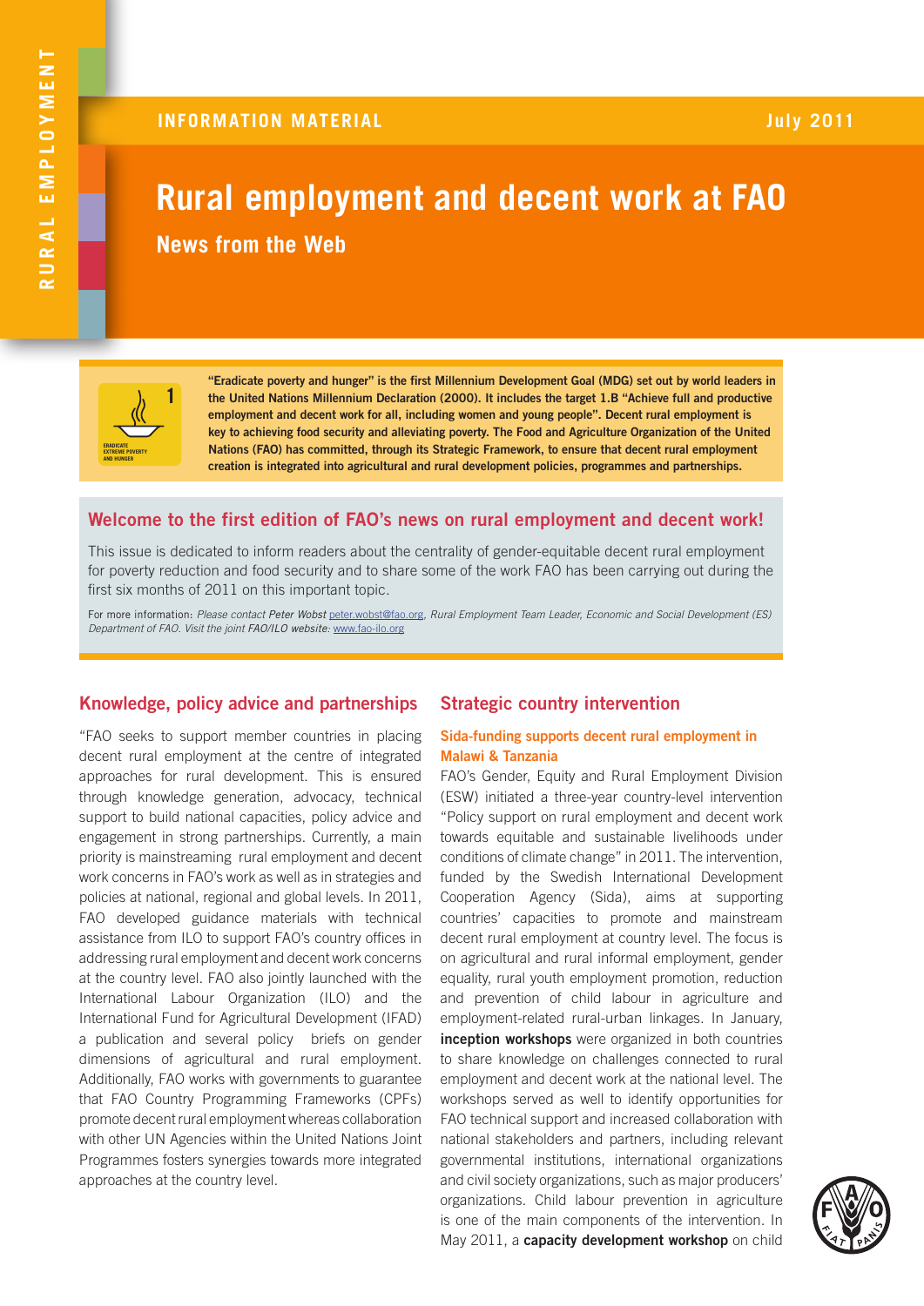RURAL EMPLOYMENT

INFORMATION MATERIAL — July 2011

# Rural employment and decent work at FAO

## News from the Web

**"Eradicate poverty and hunger" is the first Millennium Development Goal (MDG) set out by world leaders in the United Nations Millennium Declaration (2000). It includes the target 1.B "Achieve full and productive employment and decent work for all, including women and young people". Decent rural employment is key to achieving food security and alleviating poverty. The Food and Agriculture Organization of the United Nations (FAO) has committed, through its Strategic Framework, to ensure that decent rural employment creation is integrated into agricultural and rural development policies, programmes and partnerships.**

## Welcome to the first edition of FAO's news on rural employment and decent work!

This issue is dedicated to inform readers about the centrality of gender-equitable decent rural employment for poverty reduction and food security and to share some of the work FAO has been carrying out during the first six months of 2011 on this important topic.

For more information: *Please contact* Peter Wobst peter.wobst@fao.org*, Rural Employment Team Leader, Economic and Social Development (ES) Department of FAO. Visit the joint* FAO/ILO *website:* www.fao-ilo.org

## Knowledge, policy advice and partnerships

"FAO seeks to support member countries in placing decent rural employment at the centre of integrated approaches for rural development. This is ensured through knowledge generation, advocacy, technical support to build national capacities, policy advice and engagement in strong partnerships. Currently, a main priority is mainstreaming rural employment and decent work concerns in FAO's work as well as in strategies and policies at national, regional and global levels. In 2011, FAO developed guidance materials with technical assistance from ILO to support FAO's country offices in addressing rural employment and decent work concerns at the country level. FAO also jointly launched with the International Labour Organization (ILO) and the International Fund for Agricultural Development (IFAD) a publication and several policy briefs on gender dimensions of agricultural and rural employment. Additionally, FAO works with governments to guarantee that FAO Country Programming Frameworks (CPFs) promote decent rural employment whereas collaboration with other UN Agencies within the United Nations Joint Programmes fosters synergies towards more integrated approaches at the country level.

## Strategic country intervention

### Sida-funding supports decent rural employment in Malawi & Tanzania

FAO's Gender, Equity and Rural Employment Division (ESW) initiated a three-year country-level intervention "Policy support on rural employment and decent work towards equitable and sustainable livelihoods under conditions of climate change" in 2011. The intervention, funded by the Swedish International Development Cooperation Agency (Sida), aims at supporting countries' capacities to promote and mainstream decent rural employment at country level. The focus is on agricultural and rural informal employment, gender equality, rural youth employment promotion, reduction and prevention of child labour in agriculture and employment-related rural-urban linkages. In January, **inception workshops** were organized in both countries to share knowledge on challenges connected to rural employment and decent work at the national level. The workshops served as well to identify opportunities for FAO technical support and increased collaboration with national stakeholders and partners, including relevant governmental institutions, international organizations and civil society organizations, such as major producers' organizations. Child labour prevention in agriculture is one of the main components of the intervention. In May 2011, a **capacity development workshop** on child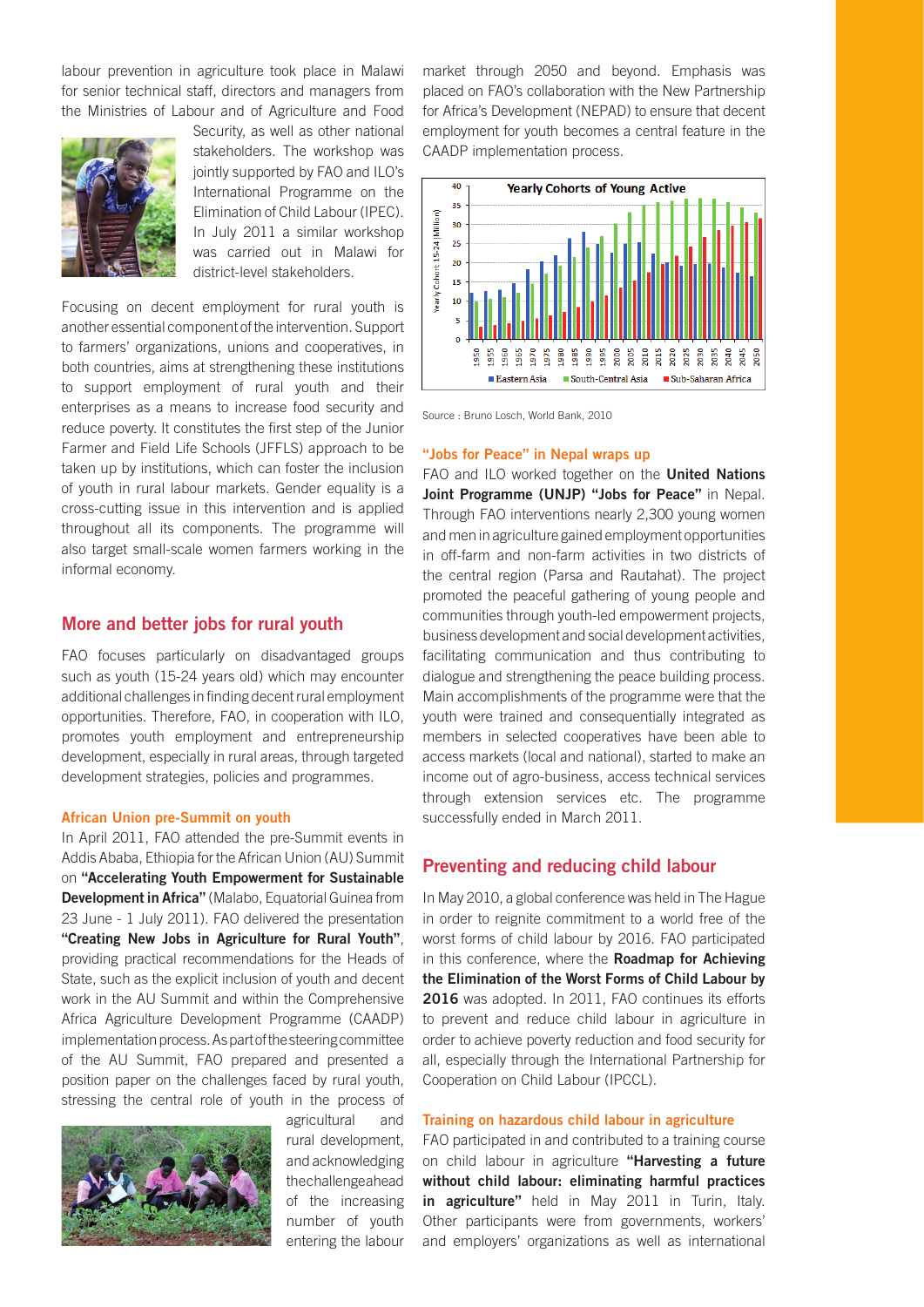labour prevention in agriculture took place in Malawi for senior technical staff, directors and managers from the Ministries of Labour and of Agriculture and Food Security, as well as other national stakeholders. The workshop was jointly supported by FAO and ILO's International Programme on the Elimination of Child Labour (IPEC). In July 2011 a similar workshop was carried out in Malawi for district-level stakeholders.

Focusing on decent employment for rural youth is another essential component of the intervention. Support to farmers' organizations, unions and cooperatives, in both countries, aims at strengthening these institutions to support employment of rural youth and their enterprises as a means to increase food security and reduce poverty. It constitutes the first step of the Junior Farmer and Field Life Schools (JFFLS) approach to be taken up by institutions, which can foster the inclusion of youth in rural labour markets. Gender equality is a cross-cutting issue in this intervention and is applied throughout all its components. The programme will also target small-scale women farmers working in the informal economy.

## More and better jobs for rural youth

FAO focuses particularly on disadvantaged groups such as youth (15-24 years old) which may encounter additional challenges in finding decent rural employment opportunities. Therefore, FAO, in cooperation with ILO, promotes youth employment and entrepreneurship development, especially in rural areas, through targeted development strategies, policies and programmes.

### African Union pre-Summit on youth

In April 2011, FAO attended the pre-Summit events in Addis Ababa, Ethiopia for the African Union (AU) Summit on **"Accelerating Youth Empowerment for Sustainable Development in Africa"** (Malabo, Equatorial Guinea from 23 June - 1 July 2011). FAO delivered the presentation **"Creating New Jobs in Agriculture for Rural Youth"**, providing practical recommendations for the Heads of State, such as the explicit inclusion of youth and decent work in the AU Summit and within the Comprehensive Africa Agriculture Development Programme (CAADP) implementation process. As part of the steering committee of the AU Summit, FAO prepared and presented a position paper on the challenges faced by rural youth, stressing the central role of youth in the process of agricultural and rural development, and acknowledging the challenge ahead of the increasing number of youth entering the labour market through 2050 and beyond. Emphasis was placed on FAO's collaboration with the New Partnership for Africa's Development (NEPAD) to ensure that decent employment for youth becomes a central feature in the CAADP implementation process.

Source : Bruno Losch, World Bank, 2010

### "Jobs for Peace" in Nepal wraps up

FAO and ILO worked together on the **United Nations Joint Programme (UNJP) "Jobs for Peace"** in Nepal. Through FAO interventions nearly 2,300 young women and men in agriculture gained employment opportunities in off-farm and non-farm activities in two districts of the central region (Parsa and Rautahat). The project promoted the peaceful gathering of young people and communities through youth-led empowerment projects, business development and social development activities, facilitating communication and thus contributing to dialogue and strengthening the peace building process. Main accomplishments of the programme were that the youth were trained and consequentially integrated as members in selected cooperatives have been able to access markets (local and national), started to make an income out of agro-business, access technical services through extension services etc. The programme successfully ended in March 2011.

## Preventing and reducing child labour

In May 2010, a global conference was held in The Hague in order to reignite commitment to a world free of the worst forms of child labour by 2016. FAO participated in this conference, where the **Roadmap for Achieving the Elimination of the Worst Forms of Child Labour by 2016** was adopted. In 2011, FAO continues its efforts to prevent and reduce child labour in agriculture in order to achieve poverty reduction and food security for all, especially through the International Partnership for Cooperation on Child Labour (IPCCL).

### Training on hazardous child labour in agriculture

FAO participated in and contributed to a training course on child labour in agriculture **"Harvesting a future without child labour: eliminating harmful practices in agriculture"** held in May 2011 in Turin, Italy. Other participants were from governments, workers' and employers' organizations as well as international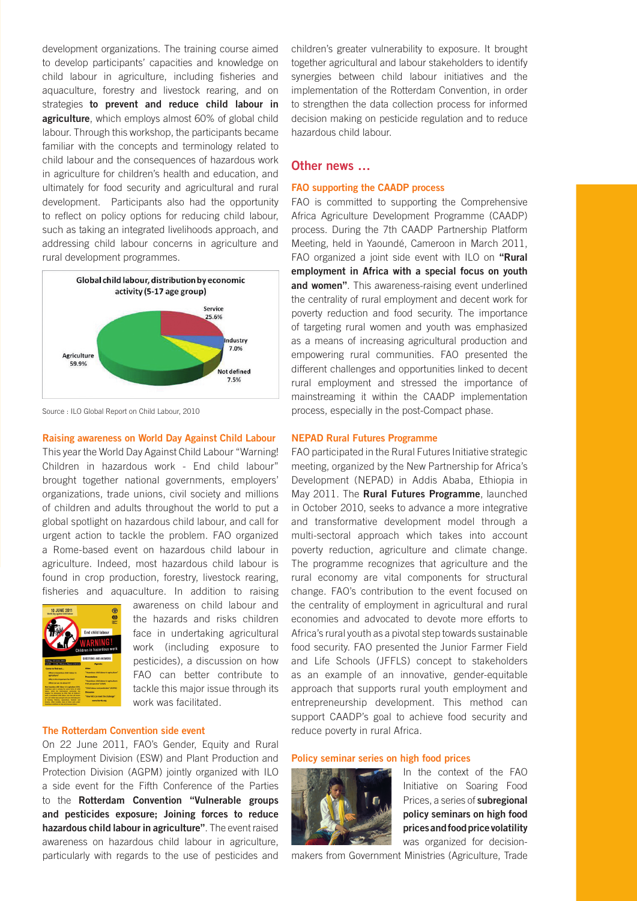development organizations. The training course aimed to develop participants' capacities and knowledge on child labour in agriculture, including fisheries and aquaculture, forestry and livestock rearing, and on strategies **to prevent and reduce child labour in agriculture**, which employs almost 60% of global child labour. Through this workshop, the participants became familiar with the concepts and terminology related to child labour and the consequences of hazardous work in agriculture for children's health and education, and ultimately for food security and agricultural and rural development. Participants also had the opportunity to reflect on policy options for reducing child labour, such as taking an integrated livelihoods approach, and addressing child labour concerns in agriculture and rural development programmes.

**Global child labour, distribution by economic activity (5-17 age group)**

| Activity | Share |
|---|---|
| Agriculture | 59.9% |
| Service | 25.6% |
| Industry | 7.0% |
| Not defined | 7.5% |

Source : ILO Global Report on Child Labour, 2010

### Raising awareness on World Day Against Child Labour

This year the World Day Against Child Labour "Warning! Children in hazardous work - End child labour" brought together national governments, employers' organizations, trade unions, civil society and millions of children and adults throughout the world to put a global spotlight on hazardous child labour, and call for urgent action to tackle the problem. FAO organized a Rome-based event on hazardous child labour in agriculture. Indeed, most hazardous child labour is found in crop production, forestry, livestock rearing, fisheries and aquaculture. In addition to raising awareness on child labour and the hazards and risks children face in undertaking agricultural work (including exposure to pesticides), a discussion on how FAO can better contribute to tackle this major issue through its work was facilitated.

### The Rotterdam Convention side event

On 22 June 2011, FAO's Gender, Equity and Rural Employment Division (ESW) and Plant Production and Protection Division (AGPM) jointly organized with ILO a side event for the Fifth Conference of the Parties to the **Rotterdam Convention "Vulnerable groups and pesticides exposure; Joining forces to reduce hazardous child labour in agriculture"**. The event raised awareness on hazardous child labour in agriculture, particularly with regards to the use of pesticides and children's greater vulnerability to exposure. It brought together agricultural and labour stakeholders to identify synergies between child labour initiatives and the implementation of the Rotterdam Convention, in order to strengthen the data collection process for informed decision making on pesticide regulation and to reduce hazardous child labour.

## Other news ...

### FAO supporting the CAADP process

FAO is committed to supporting the Comprehensive Africa Agriculture Development Programme (CAADP) process. During the 7th CAADP Partnership Platform Meeting, held in Yaoundé, Cameroon in March 2011, FAO organized a joint side event with ILO on **"Rural employment in Africa with a special focus on youth and women"**. This awareness-raising event underlined the centrality of rural employment and decent work for poverty reduction and food security. The importance of targeting rural women and youth was emphasized as a means of increasing agricultural production and empowering rural communities. FAO presented the different challenges and opportunities linked to decent rural employment and stressed the importance of mainstreaming it within the CAADP implementation process, especially in the post-Compact phase.

### NEPAD Rural Futures Programme

FAO participated in the Rural Futures Initiative strategic meeting, organized by the New Partnership for Africa's Development (NEPAD) in Addis Ababa, Ethiopia in May 2011. The **Rural Futures Programme**, launched in October 2010, seeks to advance a more integrative and transformative development model through a multi-sectoral approach which takes into account poverty reduction, agriculture and climate change. The programme recognizes that agriculture and the rural economy are vital components for structural change. FAO's contribution to the event focused on the centrality of employment in agricultural and rural economies and advocated to devote more efforts to Africa's rural youth as a pivotal step towards sustainable food security. FAO presented the Junior Farmer Field and Life Schools (JFFLS) concept to stakeholders as an example of an innovative, gender-equitable approach that supports rural youth employment and entrepreneurship development. This method can support CAADP's goal to achieve food security and reduce poverty in rural Africa.

### Policy seminar series on high food prices

In the context of the FAO Initiative on Soaring Food Prices, a series of **subregional policy seminars on high food prices and food price volatility** was organized for decision-makers from Government Ministries (Agriculture, Trade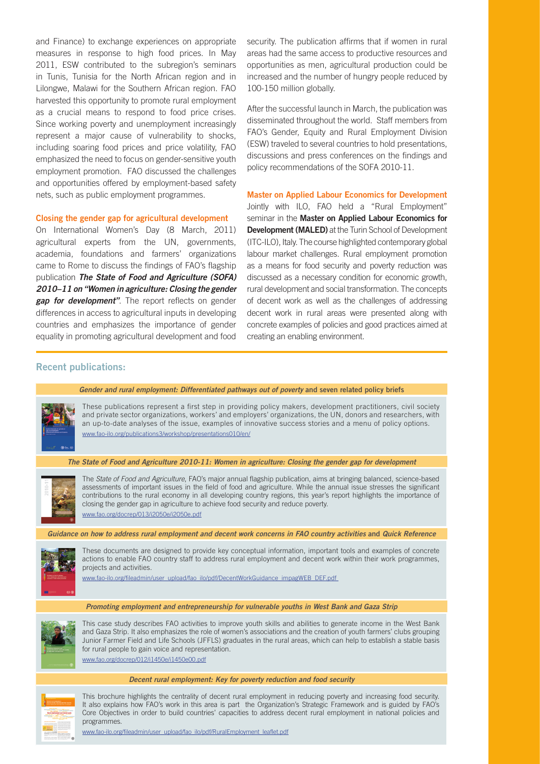and Finance) to exchange experiences on appropriate measures in response to high food prices. In May 2011, ESW contributed to the subregion's seminars in Tunis, Tunisia for the North African region and in Lilongwe, Malawi for the Southern African region. FAO harvested this opportunity to promote rural employment as a crucial means to respond to food price crises. Since working poverty and unemployment increasingly represent a major cause of vulnerability to shocks, including soaring food prices and price volatility, FAO emphasized the need to focus on gender-sensitive youth employment promotion. FAO discussed the challenges and opportunities offered by employment-based safety nets, such as public employment programmes.

#### Closing the gender gap for agricultural development

On International Women's Day (8 March, 2011) agricultural experts from the UN, governments, academia, foundations and farmers' organizations came to Rome to discuss the findings of FAO's flagship publication ***The State of Food and Agriculture (SOFA) 2010–11 on "Women in agriculture: Closing the gender gap for development"***. The report reflects on gender differences in access to agricultural inputs in developing countries and emphasizes the importance of gender equality in promoting agricultural development and food security. The publication affirms that if women in rural areas had the same access to productive resources and opportunities as men, agricultural production could be increased and the number of hungry people reduced by 100-150 million globally.

After the successful launch in March, the publication was disseminated throughout the world. Staff members from FAO's Gender, Equity and Rural Employment Division (ESW) traveled to several countries to hold presentations, discussions and press conferences on the findings and policy recommendations of the SOFA 2010-11.

#### Master on Applied Labour Economics for Development

Jointly with ILO, FAO held a "Rural Employment" seminar in the **Master on Applied Labour Economics for Development (MALED)** at the Turin School of Development (ITC-ILO), Italy. The course highlighted contemporary global labour market challenges. Rural employment promotion as a means for food security and poverty reduction was discussed as a necessary condition for economic growth, rural development and social transformation. The concepts of decent work as well as the challenges of addressing decent work in rural areas were presented along with concrete examples of policies and good practices aimed at creating an enabling environment.

### Recent publications:

***Gender and rural employment: Differentiated pathways out of poverty* and seven related policy briefs**

These publications represent a first step in providing policy makers, development practitioners, civil society and private sector organizations, workers' and employers' organizations, the UN, donors and researchers, with an up-to-date analyses of the issue, examples of innovative success stories and a menu of policy options.
www.fao-ilo.org/publications3/workshop/presentations010/en/

***The State of Food and Agriculture 2010-11: Women in agriculture: Closing the gender gap for development***

The *State of Food and Agriculture*, FAO's major annual flagship publication, aims at bringing balanced, science-based assessments of important issues in the field of food and agriculture. While the annual issue stresses the significant contributions to the rural economy in all developing country regions, this year's report highlights the importance of closing the gender gap in agriculture to achieve food security and reduce poverty.
www.fao.org/docrep/013/i2050e/i2050e.pdf

***Guidance on how to address rural employment and decent work concerns in FAO country activities* and *Quick Reference***

These documents are designed to provide key conceptual information, important tools and examples of concrete actions to enable FAO country staff to address rural employment and decent work within their work programmes, projects and activities.
www.fao-ilo.org/fileadmin/user_upload/fao_ilo/pdf/DecentWorkGuidance_impagWEB_DEF.pdf

***Promoting employment and entrepreneurship for vulnerable youths in West Bank and Gaza Strip***

This case study describes FAO activities to improve youth skills and abilities to generate income in the West Bank and Gaza Strip. It also emphasizes the role of women's associations and the creation of youth farmers' clubs grouping Junior Farmer Field and Life Schools (JFFLS) graduates in the rural areas, which can help to establish a stable basis for rural people to gain voice and representation.
www.fao.org/docrep/012/i1450e/i1450e00.pdf

***Decent rural employment: Key for poverty reduction and food security***

This brochure highlights the centrality of decent rural employment in reducing poverty and increasing food security. It also explains how FAO's work in this area is part the Organization's Strategic Framework and is guided by FAO's Core Objectives in order to build countries' capacities to address decent rural employment in national policies and programmes.
www.fao-ilo.org/fileadmin/user_upload/fao_ilo/pdf/RuralEmployment_leaflet.pdf